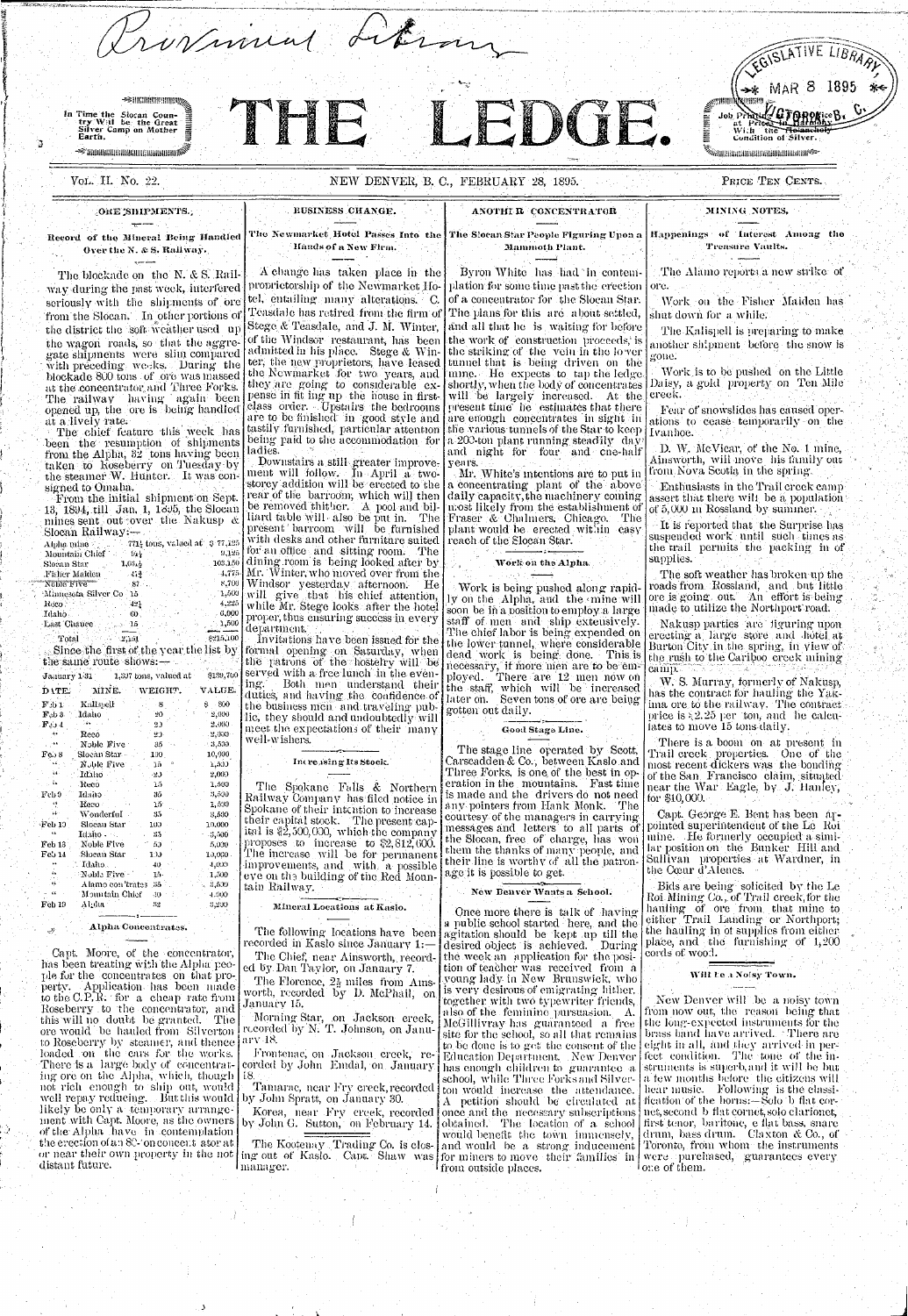Provincial Library

LEGISLATIVE LIBRARY MAR 8 1895 VICTORIA, B.C.

In Time the Slocan Country Will be the Great Silver Camp on Mother Earth.

# THE LEDGE.

Job Printing at Prices in Harmony With the Melancholy Condition of Silver.

VOL. II. No. 22. NEW DENVER, B. C., FEBRUARY 28, 1895. PRICE TEN CENTS.

## ORE SHIPMENTS.

### Record of the Mineral Being Handled Over the N. & S. Railway.

The blockade on the N. & S. Railway during the past week, interfered seriously with the shipments of ore from the Slocan. In other portions of the district the soft weather used up the wagon roads, so that the aggregate shipments were slim compared with preceding weeks. During the blockade 800 tons of ore was massed at the concentrator and Three Forks. The railway having again been opened up, the ore is being handled at a lively rate.

The chief feature this week has been the resumption of shipments from the Alpha, 32 tons having been taken to Roseberry on Tuesday by the steamer W. Hunter. It was consigned to Omaha.

From the initial shipment on Sept. 13, 1894, till Jan. 1, 1895, the Slocan mines sent out over the Nakusp & Slocan Railway:—

| | | | |
|---|---|---|---|
| Alpha mine | 771½ tons, valued at | $ | 77,125 |
| Mountain Chief | 9¼ | | 9,125 |
| Slocan Star | 1,034 | | 103,150 |
| Fisher Maiden | 4½ | | 4,775 |
| Noble Five | 87 | | 8,700 |
| Minnesota Silver Co | 15 | | 1,500 |
| Reco | 42¼ | | 4,225 |
| Idaho | 60 | | 6,000 |
| Last Chance | 15 | | 1,500 |
| Total | 2,151 | | $215,100 |

Since the first of the year the list by the same route shows:—

January 1-31 1,297 tons, valued at $129,700

| DATE. | MINE. | WEIGHT. | VALUE. |
|---|---|---|---|
| Feb 1 | Kalispell | 8 | $ 800 |
| Feb 3 | Idaho | 20 | 2,000 |
| Feb 4 | " | 20 | 2,000 |
| " | Reco | 20 | 2,000 |
| " | Noble Five | 35 | 3,500 |
| Feb 8 | Slocan Star | 100 | 10,000 |
| " | Noble Five | 15 | 1,500 |
| " | Idaho | 20 | 2,000 |
| " | Reco | 15 | 1,500 |
| Feb 9 | Idaho | 35 | 3,500 |
| " | Reco | 15 | 1,500 |
| " | Wonderful | 35 | 3,500 |
| Feb 10 | Slocan Star | 100 | 10,000 |
| " | Idaho | 35 | 3,500 |
| Feb 13 | Noble Five | 50 | 5,000 |
| Feb 14 | Slocan Star | 100 | 10,000 |
| " | Idaho | 40 | 4,000 |
| " | Noble Five | 15 | 1,500 |
| " | Alamo con'trates | 35 | 3,500 |
| " | Mountain Chief | 40 | 4,000 |
| Feb 19 | Alpha | 32 | 3,200 |

### Alpha Concentrates.

Capt. Moore, of the concentrator, has been treating with the Alpha people for the concentrates on that property. Application has been made to the C.P.R. for a cheap rate from Roseberry to the concentrator, and this will no doubt be granted. The ore would be hauled from Silverton to Roseberry by steamer, and thence loaded on the cars for the works. There is a large body of concentrating ore on the Alpha, which, though not rich enough to ship out, would well repay reducing. But this would likely be only a temporary arrangement with Capt. Moore, as the owners of the Alpha have in contemplation the erection of an 80-ton concentrator at or near their own property in the not distant future.

## BUSINESS CHANGE.

### The Newmarket Hotel Passes Into the Hands of a New Firm.

A change has taken place in the proprietorship of the Newmarket Hotel, entailing many alterations. C. Teasdale has retired from the firm of Stege & Teasdale, and J. M. Winter, of the Windsor restaurant, has been admitted in his place. Stege & Winter, the new proprietors, have leased the Newmarket for two years, and they are going to considerable expense in fitting up the house in first-class order. Upstairs the bedrooms are to be finished in good style and tastily furnished, particular attention being paid to the accommodation for ladies.

Downstairs a still greater improvement will follow. In April a two-storey addition will be erected to the rear of the barroom, which will then be removed thither. A pool and billiard table will also be put in. The present barroom will be furnished with desks and other furniture suited for an office and sitting room. The dining room is being looked after by Mr. Winter, who moved over from the Windsor yesterday afternoon. He will give that his chief attention, while Mr. Stege looks after the hotel proper, thus ensuring success in every department.

Invitations have been issued for the formal opening on Saturday, when the patrons of the hostelry will be served with a free lunch in the evening. Both men understand their duties, and having the confidence of the business men and traveling public, they should and undoubtedly will meet the expectations of their many well-wishers.

### Increasing Its Stock.

The Spokane Falls & Northern Railway Company has filed notice in Spokane of their intention to increase their capital stock. The present capital is $2,500,000, which the company proposes to increase to $2,812,600. The increase will be for permanent improvements, and with a possible eye on the building of the Red Mountain Railway.

### Mineral Locations at Kaslo.

The following locations have been recorded in Kaslo since January 1:—

The Chief, near Ainsworth, recorded by Dan Taylor, on January 7.

The Florence, 2½ miles from Ainsworth, recorded by D. McPhail, on January 15.

Morning Star, on Jackson creek, recorded by N. T. Johnson, on January 18.

Frontenac, on Jackson creek, recorded by John Endal, on January 18.

Tamarac, near Fry creek, recorded by John Spratt, on January 30.

Kerea, near Fry creek, recorded by John G. Sutton, on February 14.

The Kootenay Trading Co. is closing out of Kaslo. Capt. Shaw was manager.

## ANOTHER CONCENTRATOR

### The Slocan Star People Figuring Upon a Mammoth Plant.

Byron White has had in contemplation for some time past the erection of a concentrator for the Slocan Star. The plans for this are about settled, and all that he is waiting for before the work of construction proceeds, is the striking of the vein in the lower tunnel that is being driven on the mine. He expects to tap the ledge shortly, when the body of concentrates will be largely increased. At the present time he estimates that there are enough concentrates in sight in the various tunnels of the Star to keep a 200-ton plant running steadily day and night for four and one-half years.

Mr. White's intentions are to put in a concentrating plant of the above daily capacity, the machinery coming most likely from the establishment of Fraser & Chalmers, Chicago. The plant would be erected within easy reach of the Slocan Star.

### Work on the Alpha.

Work is being pushed along rapidly on the Alpha, and the mine will soon be in a position to employ a large staff of men and ship extensively. The chief labor is being expended on the lower tunnel, where considerable dead work is being done. This is necessary, if more men are to be employed. There are 12 men now on the staff, which will be increased later on. Seven tons of ore are being gotten out daily.

### Good Stage Line.

The stage line operated by Scott, Carscadden & Co., between Kaslo and Three Forks, is one of the best in operation in the mountains. Fast time is made and the drivers do not need any pointers from Hank Monk. The courtesy of the managers in carrying messages and letters to all parts of the Slocan, free of charge, has won them the thanks of many people, and their line is worthy of all the patronage it is possible to get.

### New Denver Wants a School.

Once more there is talk of having a public school started here, and the agitation should be kept up till the desired object is achieved. During the week an application for the position of teacher was received from a young lady in New Brunswick, who is very desirous of emigrating hither, together with two typewriter friends, also of the feminine persuasion. A. McGillivray has guaranteed a free site for the school, so all that remains to be done is to get the consent of the Education Department. New Denver has enough children to guarantee a school, while Three Forks and Silverton would increase the attendance. A petition should be circulated at once and the necessary subscriptions obtained. The location of a school would benefit the town immensely, and would be a strong inducement for miners to move their families in from outside places.

## MINING NOTES.

### Happenings of Interest Among the Treasure Vaults.

The Alamo reports a new strike of ore.

Work on the Fisher Maiden has shut down for a while.

The Kalispell is preparing to make another shipment before the snow is gone.

Work is to be pushed on the Little Daisy, a gold property on Ten Mile creek.

Fear of snowslides has caused operations to cease temporarily on the Ivanhoe.

D. W. McVicar, of the No. 1 mine, Ainsworth, will move his family out from Nova Scotia in the spring.

Enthusiasts in the Trail creek camp assert that there will be a population of 5,000 in Rossland by summer.

It is reported that the Surprise has suspended work until such times as the trail permits the packing in of supplies.

The soft weather has broken up the roads from Rossland, and but little ore is going out. An effort is being made to utilize the Northport road.

Nakusp parties are figuring upon erecting a large store and hotel at Burton City in the spring, in view of the rush to the Cariboo creek mining camp.

W. S. Murray, formerly of Nakusp, has the contract for hauling the Yakima ore to the railway. The contract price is $2.25 per ton, and he calculates to move 15 tons daily.

There is a boom on at present in Trail creek properties. One of the most recent dickers was the bonding of the San Francisco claim, situated near the War Eagle, by J. Hanley, for $10,000.

Capt. George E. Bent has been appointed superintendent of the Le Roi mine. He formerly occupied a similar position on the Bunker Hill and Sullivan properties at Wardner, in the Cœur d'Alenes.

Bids are being solicited by the Le Roi Mining Co., of Trail creek, for the hauling of ore from that mine to either Trail Landing or Northport; the hauling in of supplies from either place, and the furnishing of 1,200 cords of wood.

### Will be a Noisy Town.

New Denver will be a noisy town from now out, the reason being that the long-expected instruments for the brass band have arrived. There are eight in all, and they arrived in perfect condition. The tone of the instruments is superb, and it will be but a few months before the citizens will hear music. Following is the classification of the horns:—Solo b flat cornet, second b flat cornet, solo clarionet, first tenor, baritone, e flat bass, snare drum, bass drum. Claxton & Co., of Toronto, from whom the instruments were purchased, guarantees every one of them.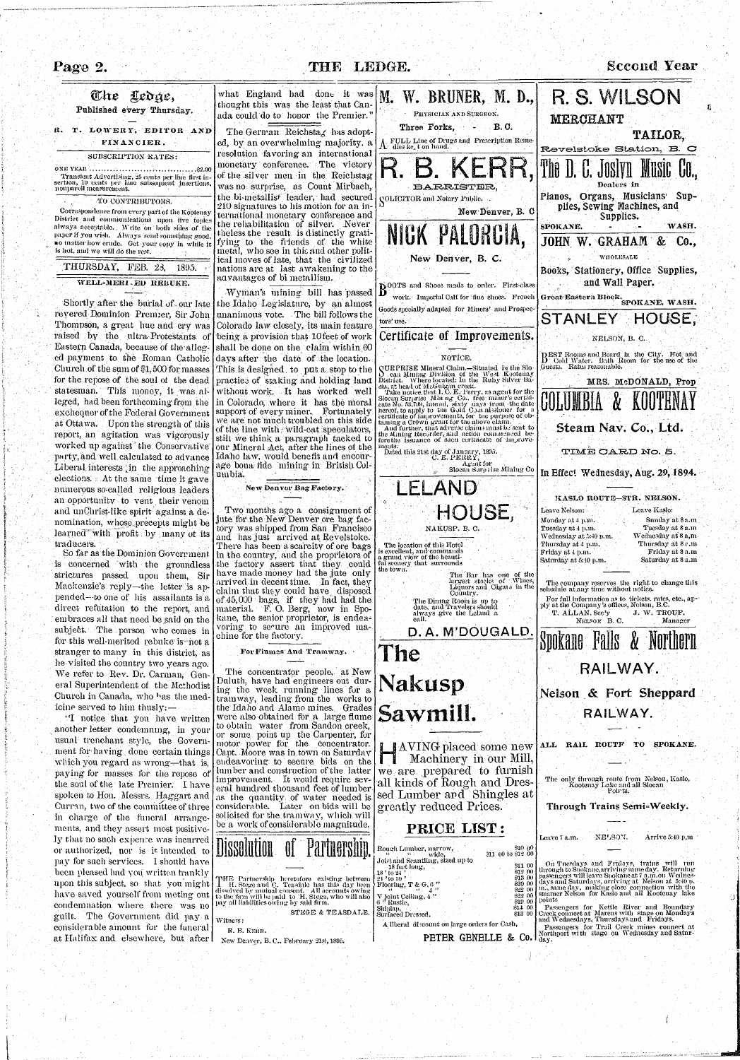# The Ledge,

Published every Thursday.

R. T. LOWERY, EDITOR AND FINANCIER.

SUBSCRIPTION RATES:

ONE YEAR .......................................$2.00

Transient Advertising, 25 cents per line first insertion, 10 cents per line subsequent insertions, nonpareil measurement.

TO CONTRIBUTORS.

Correspondence from every part of the Kootenay District and communications upon live topics always acceptable. Write on both sides of the paper if you wish. Always send something good, no matter how crude. Get your copy in while it is hot, and we will do the rest.

THURSDAY, FEB. 28, 1895.

## WELL-MERITED REBUKE.

Shortly after the burial of our late revered Dominion Premier, Sir John Thompson, a great hue and cry was raised by the ultra-Protestants of Eastern Canada, because of the alleged payment to the Roman Catholic Church of the sum of $1,500 for masses for the repose of the soul of the dead statesman. This money, it was alleged, had been forthcoming from the exchequer of the Federal Government at Ottawa. Upon the strength of this report, an agitation was vigorously worked up against the Conservative party, and well calculated to advance Liberal interests in the approaching elections. At the same time it gave numerous so-called religious leaders an opportunity to vent their venom and unChrist-like spirit against a denomination, whose precepts might be learned with profit by many of its traducers.

So far as the Dominion Government is concerned with the groundless strictures passed upon them, Sir Mackenzie's reply—the letter is appended—to one of his assailants is a direct refutation to the report, and embraces all that need be said on the subject. The person who comes in for this well-merited rebuke is not a stranger to many in this district, as he visited the country two years ago. We refer to Rev. Dr. Carman, General Superintendent of the Methodist Church in Canada, who has the medicine served to him thusly:—

"I notice that you have written another letter condemning, in your usual trenchant style, the Government for having done certain things which you regard as wrong—that is, paying for masses for the repose of the soul of the late Premier. I have spoken to Hon. Messrs. Haggart and Curran, two of the committee of three in charge of the funeral arrangements, and they assert most positively that no such expence was incurred or authorized, nor is it intended to pay for such services. I should have been pleased had you written frankly upon this subject, so that you might have saved yourself from meting out condemnation where there was no guilt. The Government did pay a considerable amount for the funeral at Halifax and elsewhere, but after what England had done it was thought this was the least that Canada could do to honor the Premier."

The German Reichstag has adopted, by an overwhelming majority, a resolution favoring an international monetary conference. The victory of the silver men in the Reichstag was no surprise, as Count Mirbach, the bi-metallist leader, had secured 210 signatures to his motion for an international monetary conference and the rehabilitation of silver. Nevertheless the result is distinctly gratifying to the friends of the white metal, who see in this and other political moves of late, that the civilized nations are at last awakening to the advantages of bi-metallism.

Wyman's mining bill has passed the Idaho Legislature, by an almost unanimous vote. The bill follows the Colorado law closely, its main feature being a provision that 10 feet of work shall be done on the claim within 60 days after the date of the location. This is designed to put a stop to the practice of staking and holding land without work. It has worked well in Colorado, where it has the moral support of every miner. Fortunately we are not much troubled on this side of the line with wild-cat speculators, still we think a paragraph tacked to our Mineral Act, after the lines of the Idaho law, would benefit and encourage bona fide mining in British Columbia.

### New Denver Bag Factory.

Two months ago a consignment of jute for the New Denver ore bag factory was shipped from San Francisco and has just arrived at Revelstoke. There has been a scarcity of ore bags in the country, and the proprietors of the factory assert that they could have made money had the jute only arrived in decent time. In fact, they claim that they could have disposed of 45,000 bags, if they had had the material. F. O. Berg, now in Spokane, the senior proprietor, is endeavoring to secure an improved machine for the factory.

### For Flumes And Tramway.

The concentrator people, at New Duluth, have had engineers out during the week running lines for a tramway, leading from the works to the Idaho and Alamo mines. Grades were also obtained for a large flume to obtain water from Sandon creek, or some point up the Carpenter, for motor power for the concentrator. Capt. Moore was in town on Saturday endeavoring to secure bids on the lumber and construction of the latter improvement. It would require several hundred thousand feet of lumber as the quantity of water needed is considerable. Later on bids will be solicited for the tramway, which will be a work of considerable magnitude.

## Dissolution of Partnership.

THE Partnership heretofore existing between H. Stege and C. Teasdale has this day been dissolved by mutual consent. All accounts owing to the firm will be paid to H. Stege, who will also pay all liabilities owing by said firm.

STEGE & TEASDALE.

Witness:

R. B. KERR.

New Denver, B. C., February 21st, 1895.

## M. W. BRUNER, M. D.,

PHYSICIAN AND SURGEON.

Three Forks, - B. C.

A FULL Line of Drugs and Prescription Remedies kept on hand.

## R. B. KERR,

BARRISTER,

SOLICITOR and Notary Public.

New Denver, B. C

## NICK PALORCIA,

New Denver, B. C.

BOOTS and Shoes made to order. First-class work. Imperial Calf for fine shoes. French Goods specially adapted for Miners' and Prospectors' use.

## Certificate of Improvements.

NOTICE.

SURPRISE Mineral Claim.—Situated in the Slocan Mining Division of the West Kootenay District. Where located: In the Ruby Silver Basin, at head of McGuigan creek.

Take notice, that I, C. E. Perry, as agent for the Slocan Surprise Mining Co., free miner's certificate No. 53,799, intend, sixty days from the date hereof, to apply to the Gold Commissioner for a certificate of improvements, for the purpose of obtaining a Crown grant for the above claim.

And further, that adverse claims must be sent to the Mining Recorder, and action commenced before the issuance of such certificate of improvements.

Dated this 21st day of January, 1895.

C. E. PERRY,
Agent for
Slocan Surprise Mining Co

## LELAND HOUSE,

NAKUSP, B. C.

The location of this Hotel is excellent, and commands a grand view of the beautiful scenery that surrounds the town.

The Bar has one of the largest stocks of Wines, Liquors and Cigars in the Country.

The Dining Room is up to date, and Travelers should always give the Leland a call.

D. A. M'DOUGALD.

## The Nakusp Sawmill.

HAVING placed some new Machinery in our Mill, we are prepared to furnish all kinds of Rough and Dressed Lumber and Shingles at greatly reduced Prices.

### PRICE LIST:

| Item | Price |
|---|---|
| Rough Lumber, narrow, | $10 00 |
| " " wide, | $11 00 to $12 00 |
| Joist and Scantling, sized up to 18 feet long, | $11 00 |
| 18 " to 24 " | $12 00 |
| 24 " to 30 " | $13 00 |
| Flooring, T & G, 6 " | $20 00 |
| " " 4 " | $22 00 |
| V joint Ceiling, 4 " | $22 00 |
| 6 " Rustic, | $19 00 |
| Shiplap, | $14 00 |
| Surfaced Dressed, | $13 00 |

A liberal discount on large orders for Cash,

PETER GENELLE & Co.

## R. S. WILSON

MERCHANT

TAILOR,

Revelstoke Station, B. C

## The D. C. Joslyn Music Co.,

Dealers in

Pianos, Organs, Musicians' Supplies, Sewing Machines, and Supplies.

SPOKANE, - - WASH.

## JOHN W. GRAHAM & Co.,

WHOLESALE

Books, Stationery, Office Supplies, and Wall Paper.

Great Eastern Block, SPOKANE, WASH.

## STANLEY HOUSE,

NELSON, B. C.

BEST Rooms and Board in the City. Hot and Cold Water. Bath Room for the use of the Guests. Rates reasonable.

MRS. McDONALD, Prop

## COLUMBIA & KOOTENAY

### Steam Nav. Co., Ltd.

TIME CARD No. 5.

In Effect Wednesday, Aug. 29, 1894.

KASLO ROUTE—STR. NELSON.

| Leave Nelson: | Leave Kaslo: |
|---|---|
| Monday at 4 p.m. | Sunday at 8 a.m |
| Tuesday at 4 p.m. | Tuesday at 8 a.m |
| Wednesday at 5:40 p.m. | Wednesday at 8 a.m |
| Thursday at 4 p.m. | Thursday at 8 a.m |
| Friday at 4 p.m. | Friday at 8 a.m |
| Saturday at 5:40 p.m. | Saturday at 8 a.m |

The company reserves the right to change this schedule at any time without notice.

For full information as to tickets, rates, etc., apply at the Company's offices, Nelson, B.C.

T. ALLAN, Sec'y
NELSON B. C.

J. W. TROUP,
Manager

## Spokane Falls & Northern RAILWAY.

## Nelson & Fort Sheppard RAILWAY.

ALL RAIL ROUTE TO SPOKANE.

The only through route from Nelson, Kaslo, Kootenay Lake and all Slocan Points.

### Through Trains Semi-Weekly.

Leave 7 a.m. NELSON. Arrive 5:40 p.m

On Tuesdays and Fridays, trains will run through to Spokane, arriving same day. Returning passengers will leave Spokane at 7 a.m. on Wednesdays and Saturdays, arriving at Nelson at 5:40 p. m., same day, making close connection with the steamer Nelson for Kaslo and all Kootenay lake points

Passengers for Kettle River and Boundary Creek connect at Marcus with stage on Mondays and Wednesdays, Thursdays and Fridays.

Passengers for Trail Creek mines connect at Northport with stage on Wednesday and Saturday.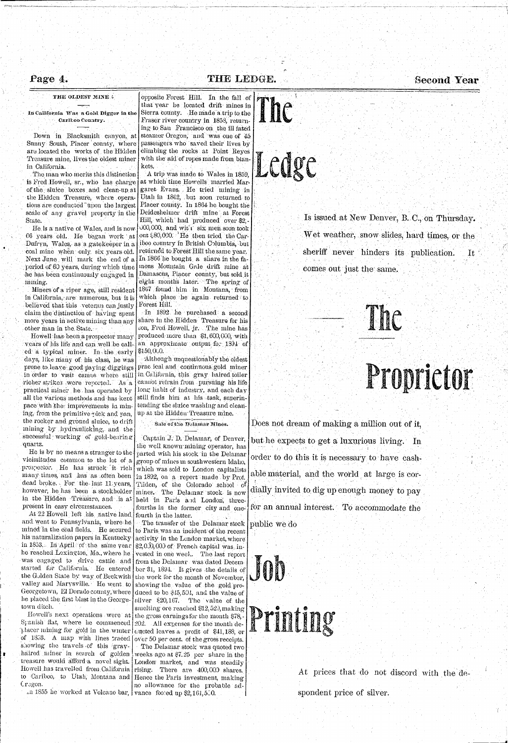## THE OLDEST MINE :

### In California Was a Gold Digger in the Cariboo Country.

Down in Blacksmith canyon, at Sunny South, Placer county, where are located the works of the Hidden Treasure mine, lives the oldest miner in California.

The man who merits this distinction is Fred Howell, sr., who has charge of the sluice boxes and clean-up at the Hidden Treasure, where operations are conducted upon the largest scale of any gravel property in the State.

He is a native of Wales, and is now 66 years old. He began work at Dafryn, Wales, as a gatekeeper in a coal mine when only six years old. Next June will mark the end of a period of 60 years, during which time he has been continuously engaged in mining.

Miners of a riper age, still resident in California, are numerous, but it is believed that this veteran can justly claim the distinction of having spent more years in active mining than any other man in the State.

Howell has been a prospector many years of his life and can well be called a typical miner. In the early days, like many of his class, he was prone to leave good paying diggings in order to visit camps where still richer strikes were reported. As a practical miner he has operated by all the various methods and has kept pace with the improvements in mining, from the primitive pick and pan, the rocker and ground sluice, to drift mining by hydraulicking, and the successful working of gold-bearing quartz.

He is by no means a stranger to the vicissitudes common to the lot of a prospector. He has struck it rich many times, and has as often been dead broke. For the last 11 years, however, he has been a stockholder in the Hidden Treasure, and is at present in easy circumstances.

At 22 Howell left his native land and went to Pennsylvania, where he mined in the coal fields. He secured his naturalization papers in Kentucky in 1853. In April of the same year he reached Lexington, Mo., where he was engaged to drive cattle and started for California. He entered the Golden State by way of Beckwith valley and Marysville. He went to Georgetown, El Dorado county, where he placed the first blast in the Georgetown ditch.

Howell's next operations were at Spanish flat, where he commenced placer mining for gold in the winter of 1853. A map with lines traced showing the travels of this gray-haired miner in search of golden treasure would afford a novel sight. Howell has travelled from California to Cariboo, to Utah, Montana and Oregon.

In 1855 he worked at Volcano bar, opposite Forest Hill. In the fall of that year he located drift mines in Sierra county. He made a trip to the Fraser river country in 1858, returning to San Francisco on the ill fated steamer Oregon, and was one of 45 passengers who saved their lives by climbing the rocks at Point Reyes with the aid of ropes made from blankets.

A trip was made to Wales in 1859, at which time Howells married Margaret Evans. He tried mining in Utah in 1862, but soon returned to Placer county. In 1864 he bought the Deidesheimer drift mine at Forest Hill, which had produced over $2,000,000, and with six men soon took out $80,000. He then tried the Cariboo country in British Columbia, but returned to Forest Hill the same year. In 1866 he bought a share in the famous Mountain Gale drift mine at Damascus, Placer county, but sold it eight months later. The spring of 1867 found him in Montana, from which place he again returned to Forest Hill.

In 1892 he purchased a second share in the Hidden Treasure for his son, Fred Howell, jr. The mine has produced more than $1,600,000, with an approximate output for 1894 of $150,000.

Although unquestionably the oldest practical and continuous gold miner in California, this gray haired toiler cannot refrain from pursuing his life long habit of industry, and each day still finds him at his task, superintending the sluice washing and cleanup at the Hidden Treasure mine.

### Sale of the Delamar Mines.

Captain J. D. Delamar, of Denver, the well known mining operator, has parted with his stock in the Delamar group of mines in southwestern Idaho, which was sold to London capitalists in 1892, on a report made by Prof. Tilden, of the Colorado school of mines. The Delamar stock is now held in Paris and London, three-fourths in the former city and one-fourth in the latter.

The transfer of the Delamar stock to Paris was an incident of the recent activity in the London market, where $2,000,000 of French capital was invested in one week. The last report from the Delamar was dated December 31, 1894. It gives the details of the work for the month of November, showing the value of the gold produced to be $45,504, and the value of silver $20,167. The value of the smelting ore reached $12,529, making the gross earnings for the month $78,202. All expenses for the month deducted leaves a profit of $41,188, or over 50 per cent. of the gross receipts.

The Delamar stock was quoted two weeks ago at $7.25 per share in the London market, and was steadily rising. There are 400,000 shares. Hence the Paris investment, making no allowance for the probable advance footed up $2,161,500.

# The Ledge

Is issued at New Denver, B. C., on Thursday. Wet weather, snow slides, hard times, or the sheriff never hinders its publication. It comes out just the same.

# The Proprietor

Does not dream of making a million out of it, but he expects to get a luxurious living. In order to do this it is necessary to have cashable material, and the world at large is cordially invited to dig up enough money to pay for an annual interest. To accommodate the public we do

# Job Printing

At prices that do not discord with the despondent price of silver.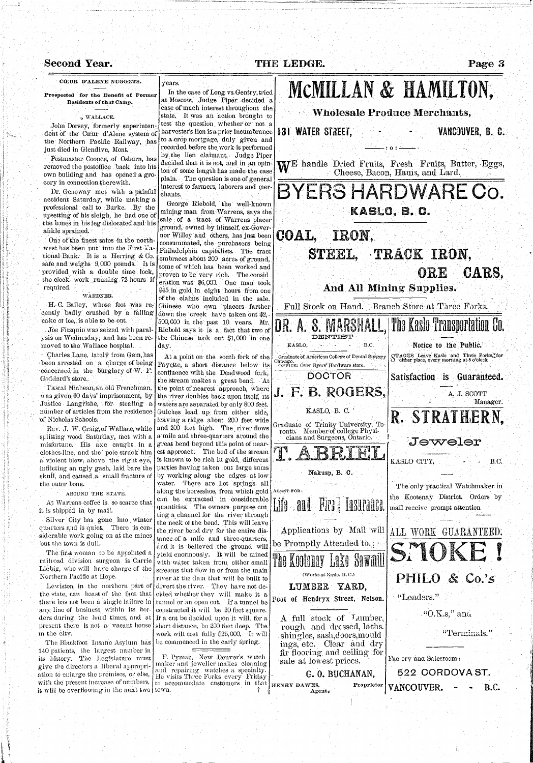## CŒUR D'ALENE NUGGETS.

**Prospected for the Benefit of Former Residents of that Camp.**

### WALLACE.

John Dorsey, formerly superintendent of the Cœur d'Alene system of the Northern Pacific Railway, has just died in Glendive, Mont.

Postmaster Coonce, of Osburn, has removed the postoffice back into his own building and has opened a grocery in connection therewith.

Dr. Genoway met with a painful accident Saturday, while making a professional call to Burke. By the upsetting of his sleigh, he had one of the bones in his leg dislocated and his ankle sprained.

One of the finest safes in the northwest has been put into the First National Bank. It is a Herring & Co. safe and weighs 9,000 pounds. It is provided with a double time lock, the clock work running 72 hours if required.

### WARDNER.

H. C. Bailey, whose foot was recently badly crushed by a falling cake of ice, is able to be out.

Joe Fitzquin was seized with paralysis on Wednesday, and has been removed to the Wallace hospital.

Charles Lane, lately from Gem, has been arrested on a charge of being concerned in the burglary of W. F. Goddard's store.

Pascal Micheau, an old Frenchman, was given 60 days' imprisonment, by Justice Langrishe, for stealing a number of articles from the residence of Nicholas Schools.

Rev. J. W. Craig, of Wallace, while splitting wood Saturday, met with a misfortune. His axe caught in a clothes-line, and the pole struck him a violent blow, above the right eye, inflicting an ugly gash, laid bare the skull, and caused a small fracture of the outer bone.

### AROUND THE STATE.

At Warrens coffee is so scarce that it is shipped in by mail.

Silver City has gone into winter quarters and is quiet. There is considerable work going on at the mines but the town is dull.

The first woman to be appointed a railroad division surgeon is Carrie Liebig, who will have charge of the Northern Pacific at Hope.

Lewiston, in the northern part of the state, can boast of the fact that there has not been a single failure in any line of business within its borders during the hard times, and at present there is not a vacant house in the city.

The Blackfoot Insane Asylum has 140 patients, the largest number in its history. The Legislature must give the directors a liberal appropriation to enlarge the premises, or else, with the present increase of numbers, it will be overflowing in the next two years.

In the case of Long vs. Gentry, tried at Moscow, Judge Piper decided a case of much interest throughout the state. It was an action brought to test the question whether or not a harvester's lien is a prior incumbrance to a crop mortgage, duly given and recorded before the work is performed by the lien claimant. Judge Piper decided that it is not, and in an opinion of some length has made the case plain. The question is one of general interest to farmers, laborers and merchants.

George Riebold, the well-known mining man from Warrens, says the sale of a tract of Warrens placer ground, owned by himself, ex-Governor Willey and others, has just been consummated, the purchasers being Philadelphia capitalists. The tract embraces about 200 acres of ground, some of which has been worked and proven to be very rich. The consideration was $6,000. One man took $45 in gold in eight hours from one of the claims included in the sale. Chinese who own placers farther down the creek have taken out $2,500,000 in the past 10 years. Mr. Riebold says it is a fact that two of the Chinese took out $1,000 in one day.

At a point on the south fork of the Payette, a short distance below its confluence with the Deadwood fork, the stream makes a great bend. At the point of nearest approach, where the river doubles back upon itself, its waters are separated by only 800 feet. Gulches lead up from either side, leaving a ridge about 200 feet wide and 200 feet high. The river flows a mile and three-quarters around the great bend beyond this point of nearest approach. The bed of the stream is known to be rich in gold, different parties having taken out large sums by working along the edges at low water. There are hot springs all along the horseshoe, from which gold can be extracted in considerable quantities. The owners purpose cutting a channel for the river through the neck of the bend. This will leave the river bend dry for the entire distance of a mile and three-quarters, and it is believed the ground will yield enormously. It will be mined with water taken from either small streams that flow in or from the main river at the dam that will be built to divert the river. They have not decided whether they will make it a tunnel or an open cut. If a tunnel be constructed it will be 20 feet square. If a cut be decided upon it will, for a short distance, be 230 feet deep. The work will cost fully $25,000. It will be commenced in the early spring.

F. Pyman, New Denver's watch maker and jeweller makes cleaning and repairing watches a specialty. He visits Three Forks every Friday to accommodate customers in that town.

---

# McMILLAN & HAMILTON,

**Wholesale Produce Merchants,**

**131 WATER STREET, VANCOUVER, B. C.**

WE handle Dried Fruits, Fresh Fruits, Butter, Eggs, Cheese, Bacon, Hams, and Lard.

---

# BYERS HARDWARE Co.

**KASLO, B. C.**

## COAL, IRON, STEEL, TRACK IRON, ORE CARS,

**And All Mining Supplies.**

Full Stock on Hand. Branch Store at Three Forks.

---

# DR. A. S. MARSHALL,

DENTIST

KASLO, B.C.

Graduate of American College of Dental Surgery Chicago.
OFFICE: Over Byers' Hardware store.

---

DOCTOR

# J. F. B. ROGERS,

KASLO, B. C.

Graduate of Trinity University, Toronto. Member of college Physicians and Surgeons, Ontario.

---

# T. ABRIEL

Nakusp, B. C.

AGENT FOR:

## Life and Fire Insurance.

Applications by Mail will be Promptly Attended to.

---

# The Kootenay Lake Sawmill

(Works at Kaslo, B. C.)

**LUMBER YARD,**

**Foot of Hendryx Street, Nelson.**

A full stock of Lumber, rough and dressed, laths, shingles, sash, doors, mouldings, etc. Clear and dry fir flooring and ceiling for sale at lowest prices.

**G. O. BUCHANAN,** Proprietor

HENRY DAWES, Agent.

---

# The Kaslo Transportation Co.

**Notice to the Public.**

STAGES Leave Kaslo and Three Forks, for either place, every morning at 8 o'clock

**Satisfaction is Guaranteed.**

A. J. SCOTT
Manager.

---

# R. STRATHERN,

**Jeweler**

KASLO CITY, B.C.

The only practical Watchmaker in the Kootenay District. Orders by mail receive prompt attention

**ALL WORK GUARANTEED.**

---

# SMOKE!

## PHILO & Co.'s

"Leaders."

"O.K.s," and

"Terminals."

Factory and Salesroom:

**522 CORDOVA ST.**

**VANCOUVER. B.C.**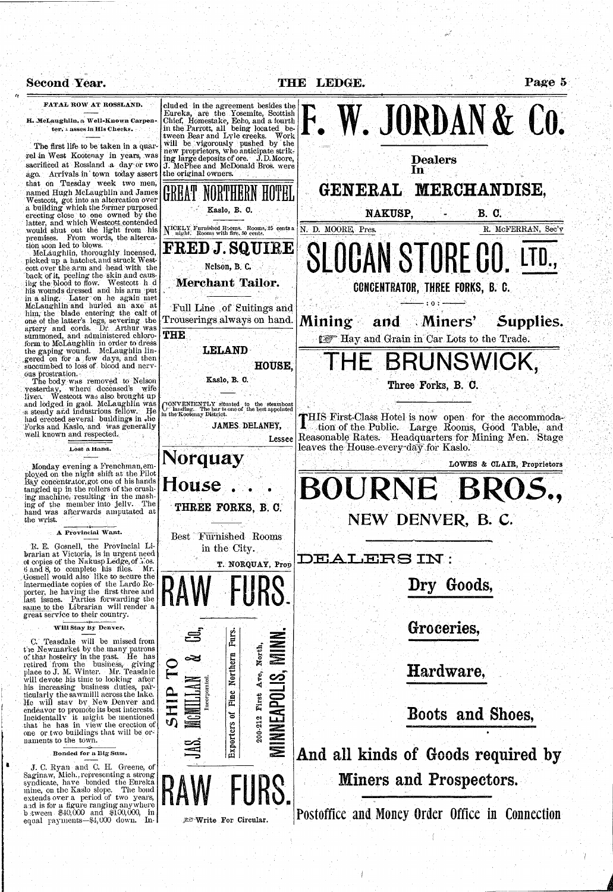### FATAL ROW AT ROSSLAND.

**H. McLaughlin, a Well-Known Carpenter, Passes in His Checks.**

The first life to be taken in a quarrel in West Kootenay in years, was sacrificed at Rossland a day or two ago. Arrivals in town today assert that on Tuesday week two men, named Hugh McLaughlin and James Westcott, got into an altercation over a building which the former purposed erecting close to one owned by the latter, and which Westcott contended would shut out the light from his premises. From words, the altercation soon led to blows.

McLaughlin, thoroughly incensed, picked up a hatchet, and struck Westcott over the arm and head with the back of it, peeling the skin and causing the blood to flow. Westcott had his wounds dressed and his arm put in a sling. Later on he again met McLaughlin and hurled an axe at him, the blade entering the calf of one of the latter's legs, severing the artery and cords. Dr. Arthur was summoned, and administered chloroform to McLaughlin in order to dress the gaping wound. McLaughlin lingered on for a few days, and then succumbed to loss of blood and nervous prostration.

The body was removed to Nelson yesterday, where deceased's wife lives. Westcott was also brought up and lodged in gaol. McLaughlin was a steady and industrious fellow. He had erected several buildings in the Forks and Kaslo, and was generally well known and respected.

**Lost a Hand.**

Monday evening a Frenchman, employed on the night shift at the Pilot Bay concentrator, got one of his hands tangled up in the rollers of the crushing machine, resulting in the mashing of the member into jelly. The hand was afterwards amputated at the wrist.

**A Provincial Want.**

R. E. Gosnell, the Provincial Librarian at Victoria, is in urgent need of copies of the Nakusp Ledge, of Nos. 6 and 8, to complete his files. Mr. Gosnell would also like to secure the intermediate copies of the Lardo Reporter, he having the first three and last issues. Parties forwarding the same to the Librarian will render a great service to their country.

**Will Stay By Denver.**

C. Teasdale will be missed from the Newmarket by the many patrons of that hostelry in the past. He has retired from the business, giving place to J. M. Winter. Mr. Teasdale will devote his time to looking after his increasing business duties, particularly the sawmill across the lake. He will stay by New Denver and endeavor to promote its best interests. Incidentally it might be mentioned that he has in view the erection of one or two buildings that will be ornaments to the town.

**Bonded for a Big Sum.**

J. C. Ryan and C. H. Greene, of Saginaw, Mich., representing a strong syndicate, have bonded the Eureka mine, on the Kaslo slope. The bond extends over a period of two years, and is for a figure ranging anywhere between $40,000 and $100,000, in equal payments—$4,000 down. Included in the agreement besides the Eureka, are the Yosemite, Scottish Chief, Homestake, Echo, and a fourth in the Parrott, all being located between Bear and Lyle creeks. Work will be vigorously pushed by the new proprietors, who anticipate striking large deposits of ore. J. D. Moore, J. McPhee and McDonald Bros. were the original owners.

---

# GREAT NORTHERN HOTEL

Kaslo, B. C.

NICELY Furnished Rooms. Rooms, 25 cents a night. Rooms with fire, 50 cents.

---

# FRED J. SQUIRE

Nelson, B. C.

**Merchant Tailor.**

Full Line of Suitings and Trouserings always on hand.

---

# THE LELAND HOUSE,

Kaslo, B. C.

CONVENIENTLY situated to the steamboat landing. The bar is one of the best appointed in the Kootenay District.

JAMES DELANEY, Lessee

---

# Norquay House . . .

THREE FORKS, B. C.

Best Furnished Rooms in the City.

T. NORQUAY, Prop

---

# RAW FURS.

SHIP TO JAS. McMILLAN & Co., Incorporated. Exporters of Fine Northern Furs. 200-212 First Ave, North, MINNEAPOLIS, MINN.

# RAW FURS.

Write For Circular.

---

# F. W. JORDAN & Co.

**Dealers In**

## GENERAL MERCHANDISE,

NAKUSP, B. C.

---

N. D. MOORE, Pres. R. McFERRAN, Sec'y

# SLOCAN STORE CO. LTD.,

CONCENTRATOR, THREE FORKS, B. C.

## Mining and Miners' Supplies.

Hay and Grain in Car Lots to the Trade.

---

# THE BRUNSWICK,

Three Forks, B. C.

THIS First-Class Hotel is now open for the accommodation of the Public. Large Rooms, Good Table, and Reasonable Rates. Headquarters for Mining Men. Stage leaves the House every day for Kaslo.

LOWES & CLAIR, Proprietors

---

# BOURNE BROS.,

NEW DENVER, B. C.

DEALERS IN:

**Dry Goods,**

**Groceries,**

**Hardware,**

**Boots and Shoes,**

**And all kinds of Goods required by Miners and Prospectors.**

**Postoffice and Money Order Office in Connection**